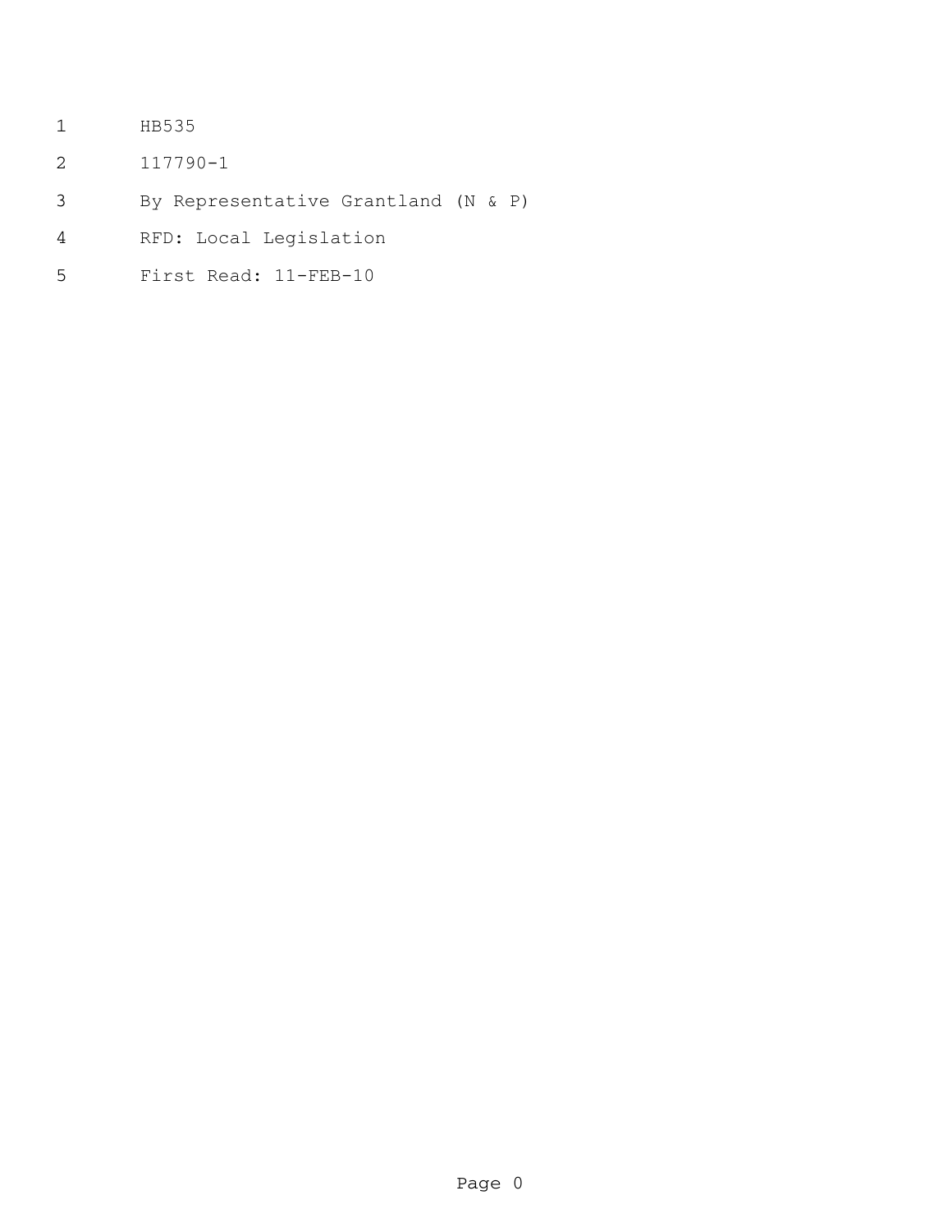HB535

117790-1

By Representative Grantland (N & P)

RFD: Local Legislation

First Read: 11-FEB-10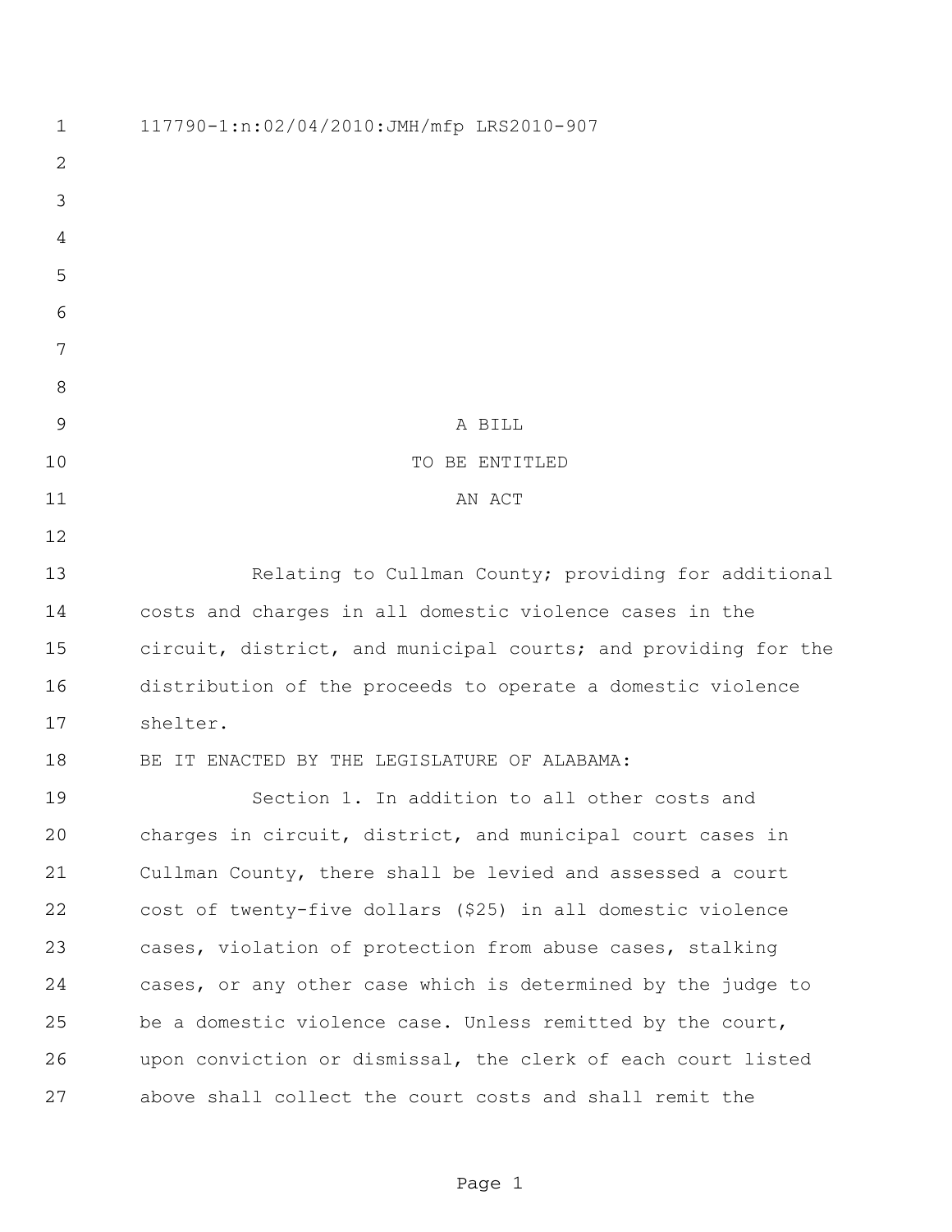117790-1:n:02/04/2010:JMH/mfp LRS2010-907

A BILL

TO BE ENTITLED

AN ACT

Relating to Cullman County; providing for additional costs and charges in all domestic violence cases in the circuit, district, and municipal courts; and providing for the distribution of the proceeds to operate a domestic violence shelter.

BE IT ENACTED BY THE LEGISLATURE OF ALABAMA:

Section 1. In addition to all other costs and charges in circuit, district, and municipal court cases in Cullman County, there shall be levied and assessed a court cost of twenty-five dollars ($25) in all domestic violence cases, violation of protection from abuse cases, stalking cases, or any other case which is determined by the judge to be a domestic violence case. Unless remitted by the court, upon conviction or dismissal, the clerk of each court listed above shall collect the court costs and shall remit the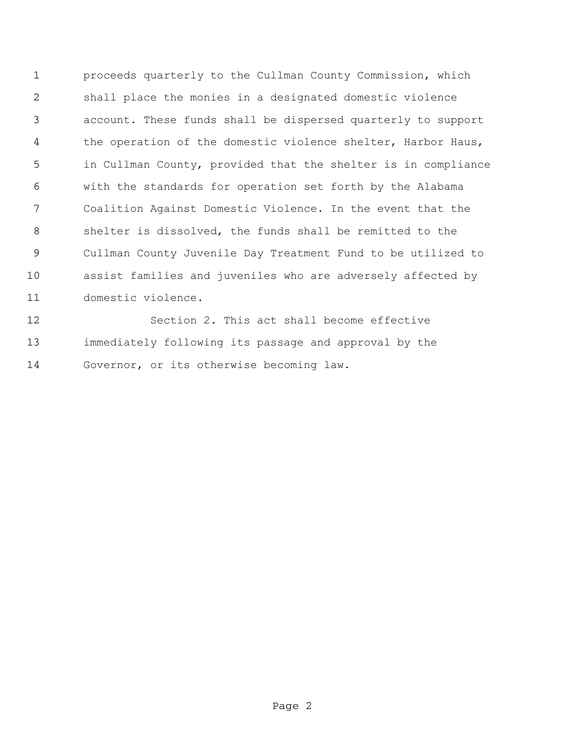proceeds quarterly to the Cullman County Commission, which shall place the monies in a designated domestic violence account. These funds shall be dispersed quarterly to support the operation of the domestic violence shelter, Harbor Haus, in Cullman County, provided that the shelter is in compliance with the standards for operation set forth by the Alabama Coalition Against Domestic Violence. In the event that the shelter is dissolved, the funds shall be remitted to the Cullman County Juvenile Day Treatment Fund to be utilized to assist families and juveniles who are adversely affected by domestic violence.

Section 2. This act shall become effective immediately following its passage and approval by the Governor, or its otherwise becoming law.